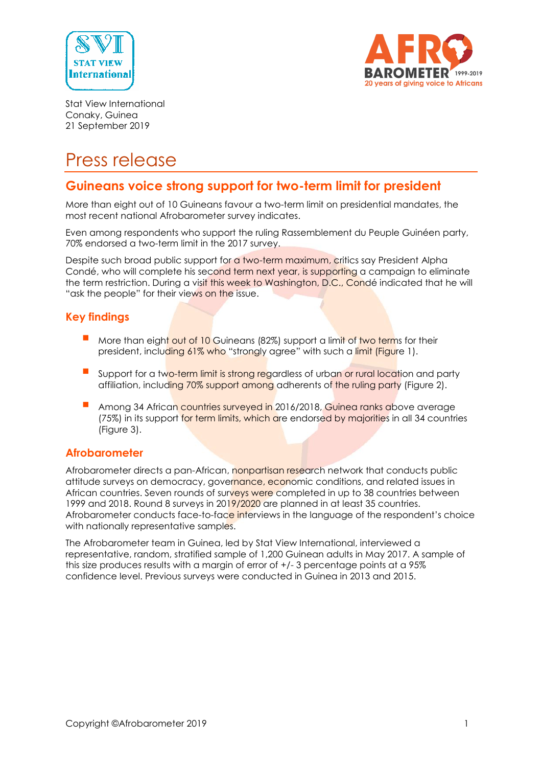Stat View International
Conaky, Guinea
21 September 2019

# Press release

## Guineans voice strong support for two-term limit for president

More than eight out of 10 Guineans favour a two-term limit on presidential mandates, the most recent national Afrobarometer survey indicates.

Even among respondents who support the ruling Rassemblement du Peuple Guinéen party, 70% endorsed a two-term limit in the 2017 survey.

Despite such broad public support for a two-term maximum, critics say President Alpha Condé, who will complete his second term next year, is supporting a campaign to eliminate the term restriction. During a visit this week to Washington, D.C., Condé indicated that he will "ask the people" for their views on the issue.

### Key findings

- More than eight out of 10 Guineans (82%) support a limit of two terms for their president, including 61% who "strongly agree" with such a limit (Figure 1).
- Support for a two-term limit is strong regardless of urban or rural location and party affiliation, including 70% support among adherents of the ruling party (Figure 2).
- Among 34 African countries surveyed in 2016/2018, Guinea ranks above average (75%) in its support for term limits, which are endorsed by majorities in all 34 countries (Figure 3).

### Afrobarometer

Afrobarometer directs a pan-African, nonpartisan research network that conducts public attitude surveys on democracy, governance, economic conditions, and related issues in African countries. Seven rounds of surveys were completed in up to 38 countries between 1999 and 2018. Round 8 surveys in 2019/2020 are planned in at least 35 countries. Afrobarometer conducts face-to-face interviews in the language of the respondent's choice with nationally representative samples.

The Afrobarometer team in Guinea, led by Stat View International, interviewed a representative, random, stratified sample of 1,200 Guinean adults in May 2017. A sample of this size produces results with a margin of error of +/- 3 percentage points at a 95% confidence level. Previous surveys were conducted in Guinea in 2013 and 2015.

Copyright ©Afrobarometer 2019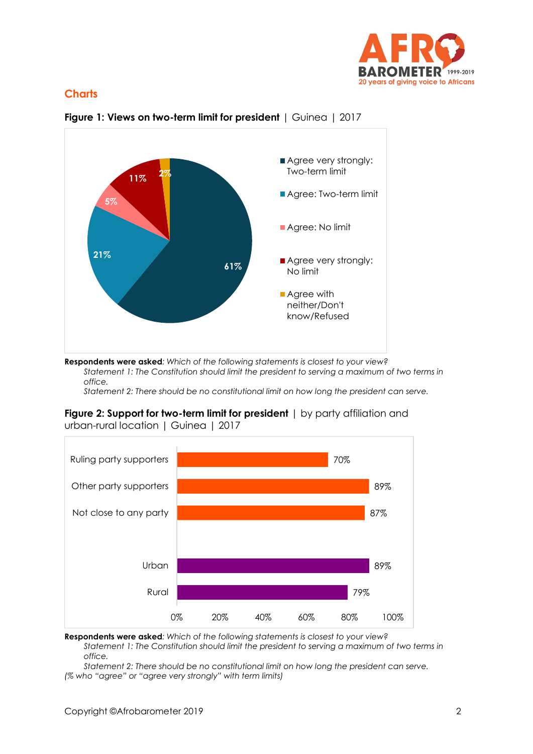## Charts

**Figure 1: Views on two-term limit for president** | Guinea | 2017

| Response | % |
|---|---|
| Agree very strongly: Two-term limit | 61% |
| Agree: Two-term limit | 21% |
| Agree: No limit | 5% |
| Agree very strongly: No limit | 11% |
| Agree with neither/Don't know/Refused | 2% |

**Respondents were asked**: *Which of the following statements is closest to your view?*

*Statement 1: The Constitution should limit the president to serving a maximum of two terms in office.*

*Statement 2: There should be no constitutional limit on how long the president can serve.*

**Figure 2: Support for two-term limit for president** | by party affiliation and urban-rural location | Guinea | 2017

| Group | % |
|---|---|
| Ruling party supporters | 70% |
| Other party supporters | 89% |
| Not close to any party | 87% |
| Urban | 89% |
| Rural | 79% |

**Respondents were asked**: *Which of the following statements is closest to your view?*

*Statement 1: The Constitution should limit the president to serving a maximum of two terms in office.*

*Statement 2: There should be no constitutional limit on how long the president can serve.*

*(% who "agree" or "agree very strongly" with term limits)*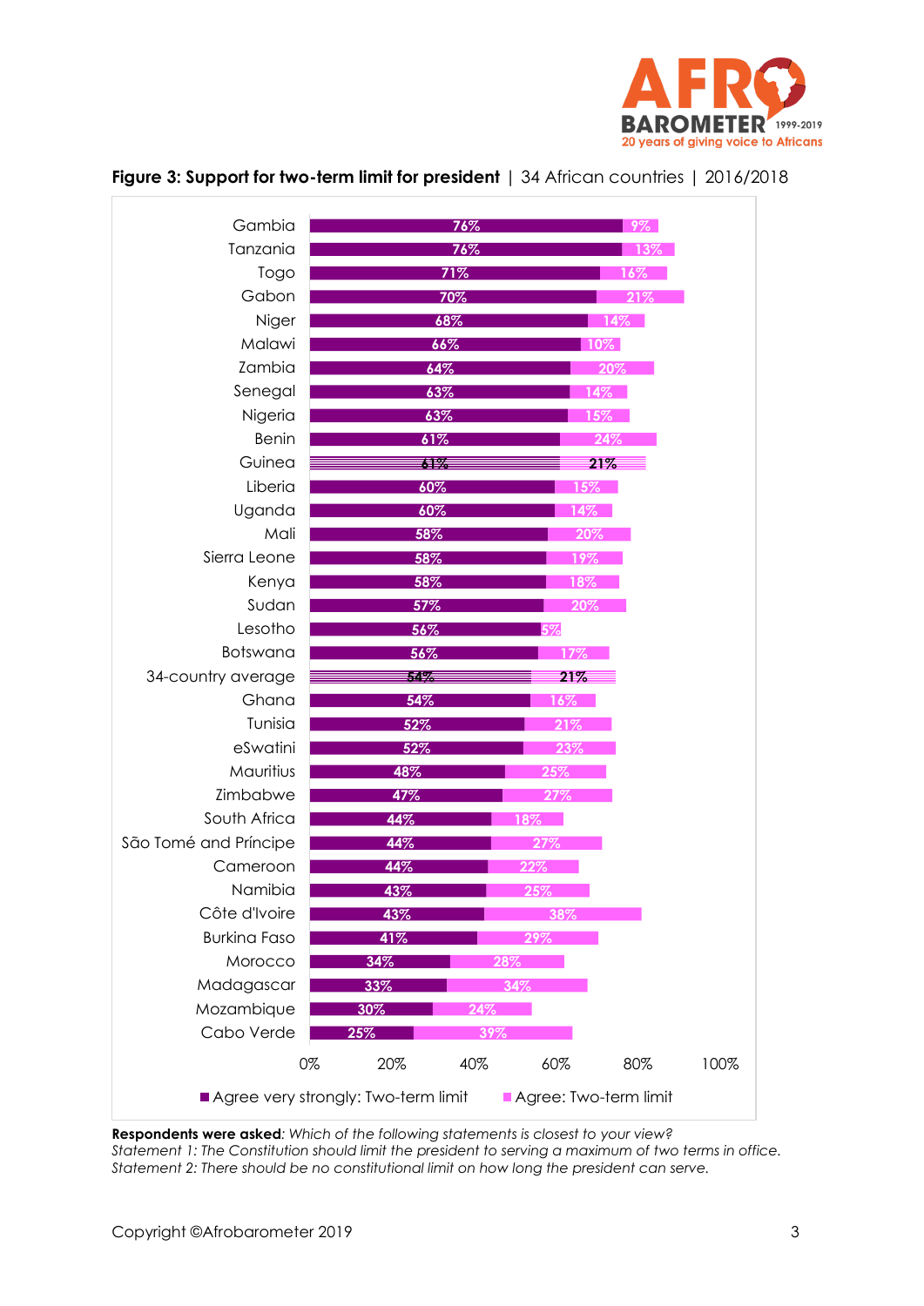**Figure 3: Support for two-term limit for president** | 34 African countries | 2016/2018

| Country | Agree very strongly: Two-term limit | Agree: Two-term limit |
|---|---|---|
| Gambia | 76% | 9% |
| Tanzania | 76% | 13% |
| Togo | 71% | 16% |
| Gabon | 70% | 21% |
| Niger | 68% | 14% |
| Malawi | 66% | 10% |
| Zambia | 64% | 20% |
| Senegal | 63% | 14% |
| Nigeria | 63% | 15% |
| Benin | 61% | 24% |
| Guinea | 61% | 21% |
| Liberia | 60% | 15% |
| Uganda | 60% | 14% |
| Mali | 58% | 20% |
| Sierra Leone | 58% | 19% |
| Kenya | 58% | 18% |
| Sudan | 57% | 20% |
| Lesotho | 56% | 5% |
| Botswana | 56% | 17% |
| 34-country average | 54% | 21% |
| Ghana | 54% | 16% |
| Tunisia | 52% | 21% |
| eSwatini | 52% | 23% |
| Mauritius | 48% | 25% |
| Zimbabwe | 47% | 27% |
| South Africa | 44% | 18% |
| São Tomé and Príncipe | 44% | 27% |
| Cameroon | 44% | 22% |
| Namibia | 43% | 25% |
| Côte d'Ivoire | 43% | 38% |
| Burkina Faso | 41% | 29% |
| Morocco | 34% | 28% |
| Madagascar | 33% | 34% |
| Mozambique | 30% | 24% |
| Cabo Verde | 25% | 39% |

**Respondents were asked**: *Which of the following statements is closest to your view?*
*Statement 1: The Constitution should limit the president to serving a maximum of two terms in office.*
*Statement 2: There should be no constitutional limit on how long the president can serve.*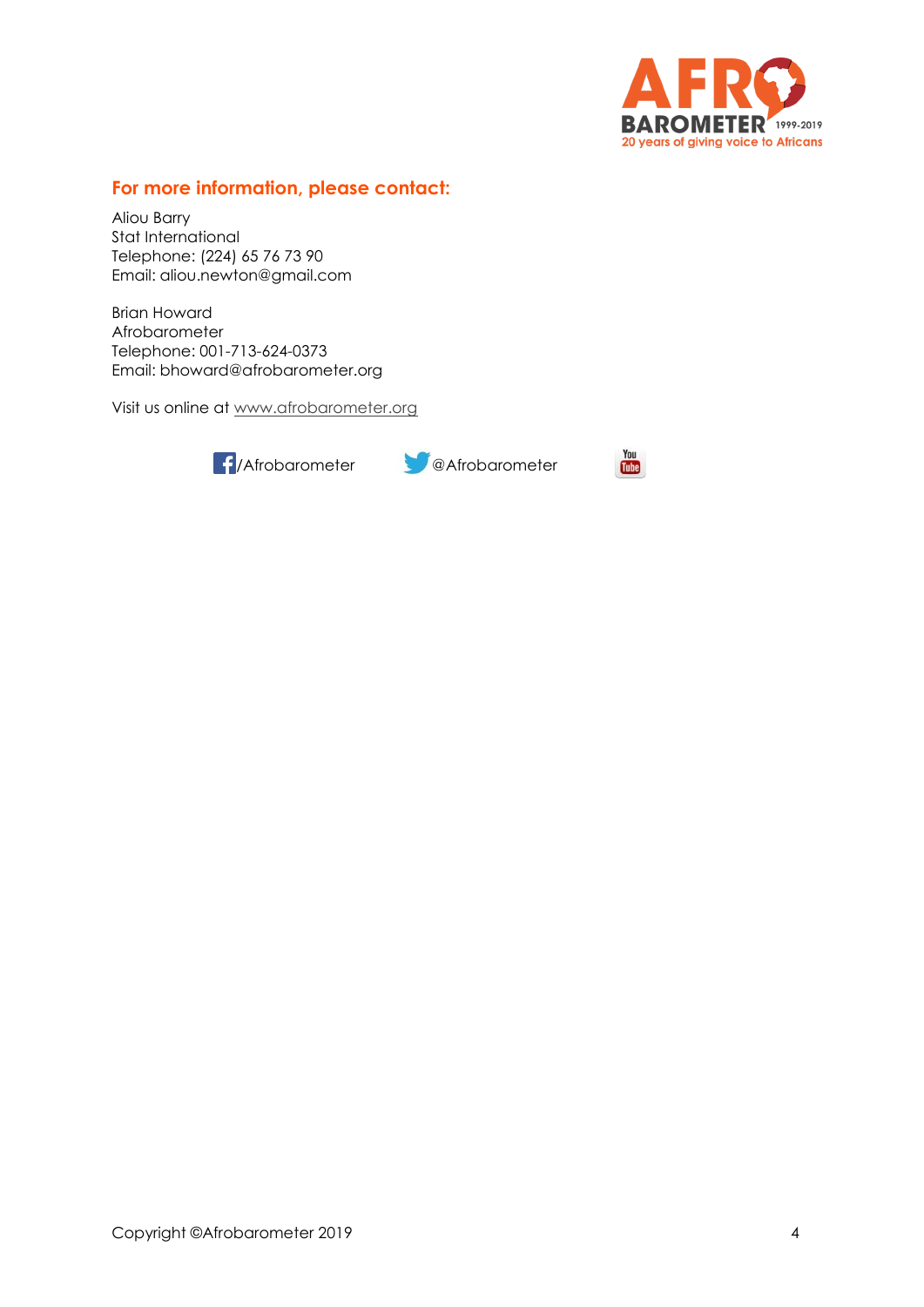## For more information, please contact:

Aliou Barry
Stat International
Telephone: (224) 65 76 73 90
Email: aliou.newton@gmail.com

Brian Howard
Afrobarometer
Telephone: 001-713-624-0373
Email: bhoward@afrobarometer.org

Visit us online at www.afrobarometer.org

/Afrobarometer @Afrobarometer

Copyright ©Afrobarometer 2019